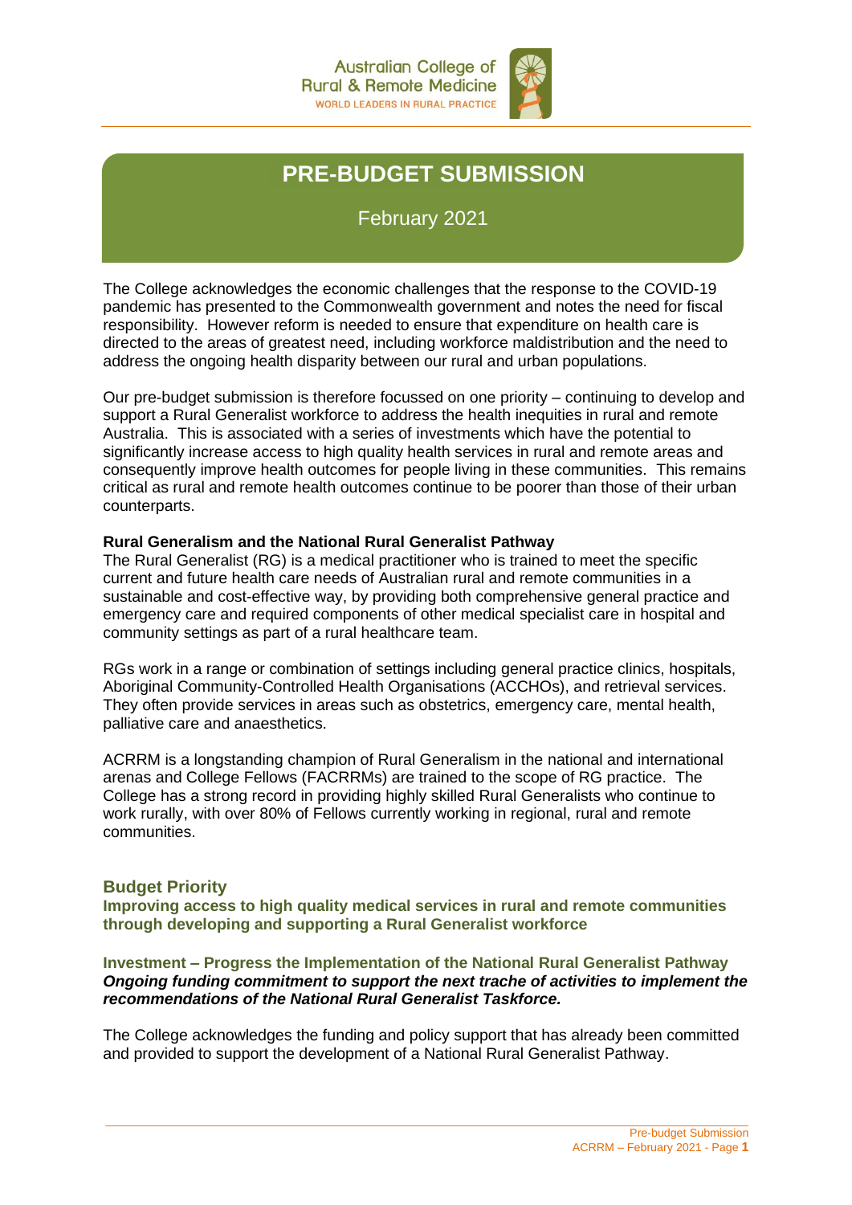Australian College of Rural & Remote Medicine
WORLD LEADERS IN RURAL PRACTICE

# PRE-BUDGET SUBMISSION

February 2021

The College acknowledges the economic challenges that the response to the COVID-19 pandemic has presented to the Commonwealth government and notes the need for fiscal responsibility. However reform is needed to ensure that expenditure on health care is directed to the areas of greatest need, including workforce maldistribution and the need to address the ongoing health disparity between our rural and urban populations.

Our pre-budget submission is therefore focussed on one priority – continuing to develop and support a Rural Generalist workforce to address the health inequities in rural and remote Australia. This is associated with a series of investments which have the potential to significantly increase access to high quality health services in rural and remote areas and consequently improve health outcomes for people living in these communities. This remains critical as rural and remote health outcomes continue to be poorer than those of their urban counterparts.

**Rural Generalism and the National Rural Generalist Pathway**

The Rural Generalist (RG) is a medical practitioner who is trained to meet the specific current and future health care needs of Australian rural and remote communities in a sustainable and cost-effective way, by providing both comprehensive general practice and emergency care and required components of other medical specialist care in hospital and community settings as part of a rural healthcare team.

RGs work in a range or combination of settings including general practice clinics, hospitals, Aboriginal Community-Controlled Health Organisations (ACCHOs), and retrieval services. They often provide services in areas such as obstetrics, emergency care, mental health, palliative care and anaesthetics.

ACRRM is a longstanding champion of Rural Generalism in the national and international arenas and College Fellows (FACRRMs) are trained to the scope of RG practice. The College has a strong record in providing highly skilled Rural Generalists who continue to work rurally, with over 80% of Fellows currently working in regional, rural and remote communities.

## Budget Priority

**Improving access to high quality medical services in rural and remote communities through developing and supporting a Rural Generalist workforce**

### Investment – Progress the Implementation of the National Rural Generalist Pathway

***Ongoing funding commitment to support the next trache of activities to implement the recommendations of the National Rural Generalist Taskforce.***

The College acknowledges the funding and policy support that has already been committed and provided to support the development of a National Rural Generalist Pathway.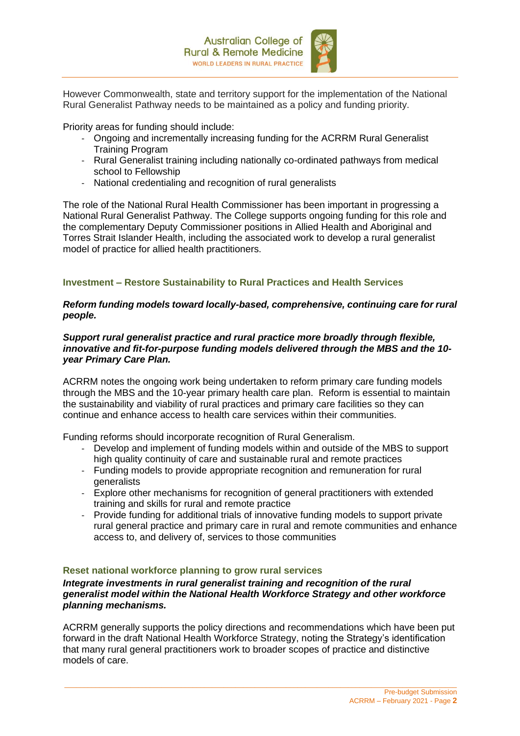However Commonwealth, state and territory support for the implementation of the National Rural Generalist Pathway needs to be maintained as a policy and funding priority.

Priority areas for funding should include:

- Ongoing and incrementally increasing funding for the ACRRM Rural Generalist Training Program
- Rural Generalist training including nationally co-ordinated pathways from medical school to Fellowship
- National credentialing and recognition of rural generalists

The role of the National Rural Health Commissioner has been important in progressing a National Rural Generalist Pathway. The College supports ongoing funding for this role and the complementary Deputy Commissioner positions in Allied Health and Aboriginal and Torres Strait Islander Health, including the associated work to develop a rural generalist model of practice for allied health practitioners.

## Investment – Restore Sustainability to Rural Practices and Health Services

***Reform funding models toward locally-based, comprehensive, continuing care for rural people.***

***Support rural generalist practice and rural practice more broadly through flexible, innovative and fit-for-purpose funding models delivered through the MBS and the 10-year Primary Care Plan.***

ACRRM notes the ongoing work being undertaken to reform primary care funding models through the MBS and the 10-year primary health care plan. Reform is essential to maintain the sustainability and viability of rural practices and primary care facilities so they can continue and enhance access to health care services within their communities.

Funding reforms should incorporate recognition of Rural Generalism.

- Develop and implement of funding models within and outside of the MBS to support high quality continuity of care and sustainable rural and remote practices
- Funding models to provide appropriate recognition and remuneration for rural generalists
- Explore other mechanisms for recognition of general practitioners with extended training and skills for rural and remote practice
- Provide funding for additional trials of innovative funding models to support private rural general practice and primary care in rural and remote communities and enhance access to, and delivery of, services to those communities

## Reset national workforce planning to grow rural services

***Integrate investments in rural generalist training and recognition of the rural generalist model within the National Health Workforce Strategy and other workforce planning mechanisms.***

ACRRM generally supports the policy directions and recommendations which have been put forward in the draft National Health Workforce Strategy, noting the Strategy's identification that many rural general practitioners work to broader scopes of practice and distinctive models of care.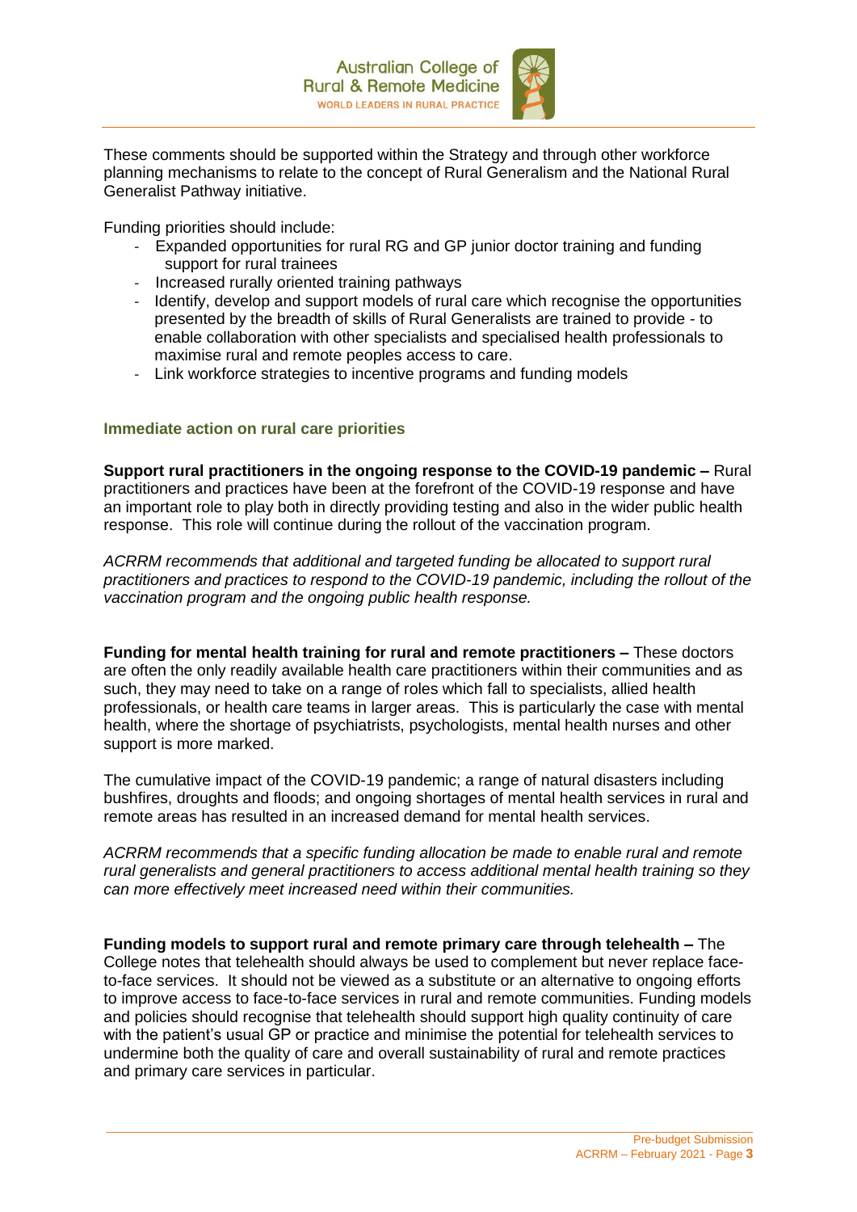These comments should be supported within the Strategy and through other workforce planning mechanisms to relate to the concept of Rural Generalism and the National Rural Generalist Pathway initiative.

Funding priorities should include:

- Expanded opportunities for rural RG and GP junior doctor training and funding support for rural trainees
- Increased rurally oriented training pathways
- Identify, develop and support models of rural care which recognise the opportunities presented by the breadth of skills of Rural Generalists are trained to provide - to enable collaboration with other specialists and specialised health professionals to maximise rural and remote peoples access to care.
- Link workforce strategies to incentive programs and funding models

## Immediate action on rural care priorities

**Support rural practitioners in the ongoing response to the COVID-19 pandemic –** Rural practitioners and practices have been at the forefront of the COVID-19 response and have an important role to play both in directly providing testing and also in the wider public health response. This role will continue during the rollout of the vaccination program.

*ACRRM recommends that additional and targeted funding be allocated to support rural practitioners and practices to respond to the COVID-19 pandemic, including the rollout of the vaccination program and the ongoing public health response.*

**Funding for mental health training for rural and remote practitioners –** These doctors are often the only readily available health care practitioners within their communities and as such, they may need to take on a range of roles which fall to specialists, allied health professionals, or health care teams in larger areas. This is particularly the case with mental health, where the shortage of psychiatrists, psychologists, mental health nurses and other support is more marked.

The cumulative impact of the COVID-19 pandemic; a range of natural disasters including bushfires, droughts and floods; and ongoing shortages of mental health services in rural and remote areas has resulted in an increased demand for mental health services.

*ACRRM recommends that a specific funding allocation be made to enable rural and remote rural generalists and general practitioners to access additional mental health training so they can more effectively meet increased need within their communities.*

**Funding models to support rural and remote primary care through telehealth –** The College notes that telehealth should always be used to complement but never replace face-to-face services. It should not be viewed as a substitute or an alternative to ongoing efforts to improve access to face-to-face services in rural and remote communities. Funding models and policies should recognise that telehealth should support high quality continuity of care with the patient's usual GP or practice and minimise the potential for telehealth services to undermine both the quality of care and overall sustainability of rural and remote practices and primary care services in particular.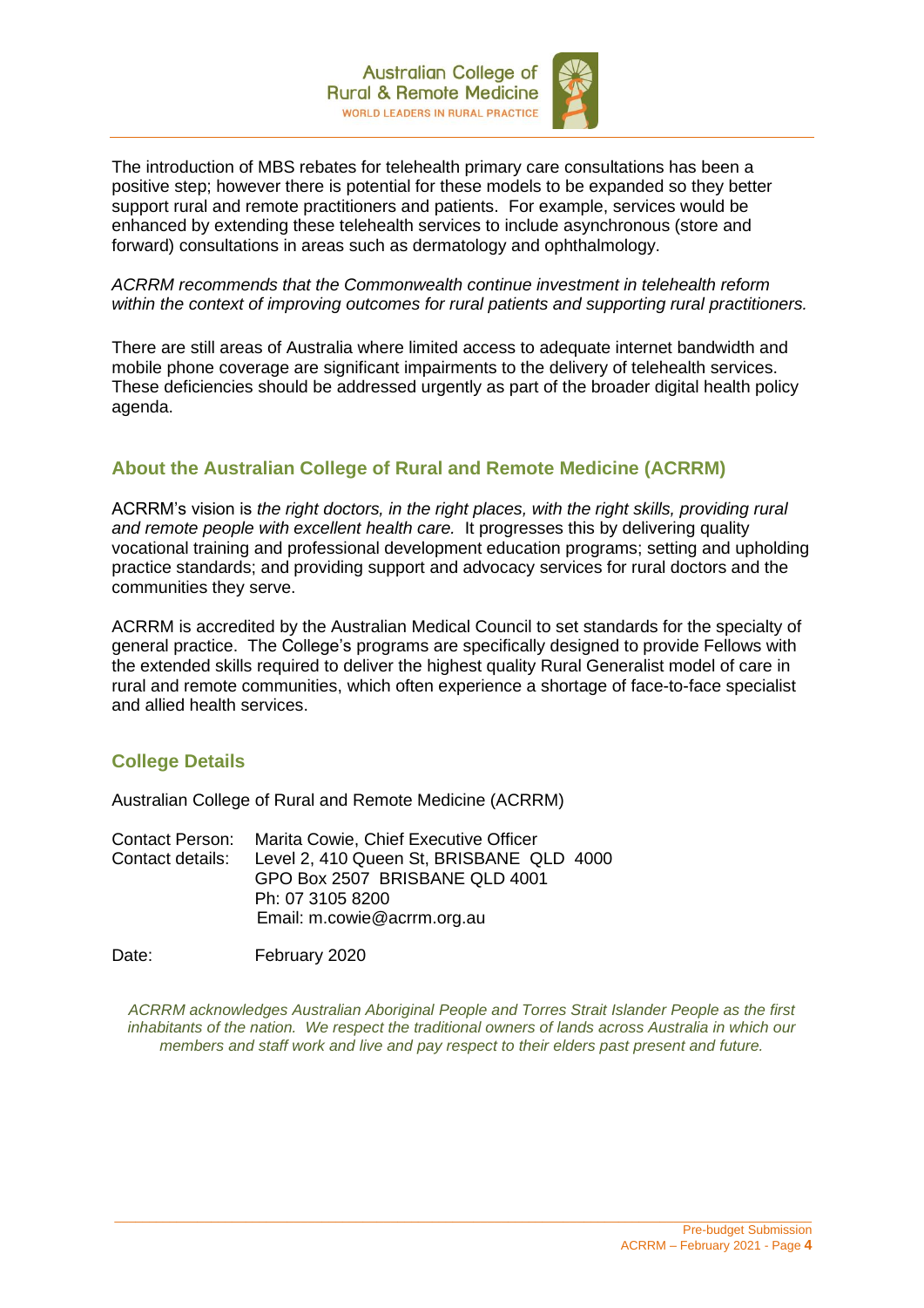The introduction of MBS rebates for telehealth primary care consultations has been a positive step; however there is potential for these models to be expanded so they better support rural and remote practitioners and patients. For example, services would be enhanced by extending these telehealth services to include asynchronous (store and forward) consultations in areas such as dermatology and ophthalmology.

*ACRRM recommends that the Commonwealth continue investment in telehealth reform within the context of improving outcomes for rural patients and supporting rural practitioners.*

There are still areas of Australia where limited access to adequate internet bandwidth and mobile phone coverage are significant impairments to the delivery of telehealth services. These deficiencies should be addressed urgently as part of the broader digital health policy agenda.

## About the Australian College of Rural and Remote Medicine (ACRRM)

ACRRM's vision is *the right doctors, in the right places, with the right skills, providing rural and remote people with excellent health care.* It progresses this by delivering quality vocational training and professional development education programs; setting and upholding practice standards; and providing support and advocacy services for rural doctors and the communities they serve.

ACRRM is accredited by the Australian Medical Council to set standards for the specialty of general practice. The College's programs are specifically designed to provide Fellows with the extended skills required to deliver the highest quality Rural Generalist model of care in rural and remote communities, which often experience a shortage of face-to-face specialist and allied health services.

## College Details

Australian College of Rural and Remote Medicine (ACRRM)

| | |
|---|---|
| Contact Person: | Marita Cowie, Chief Executive Officer |
| Contact details: | Level 2, 410 Queen St, BRISBANE QLD 4000<br>GPO Box 2507 BRISBANE QLD 4001<br>Ph: 07 3105 8200<br>Email: m.cowie@acrrm.org.au |
| Date: | February 2020 |

*ACRRM acknowledges Australian Aboriginal People and Torres Strait Islander People as the first inhabitants of the nation. We respect the traditional owners of lands across Australia in which our members and staff work and live and pay respect to their elders past present and future.*